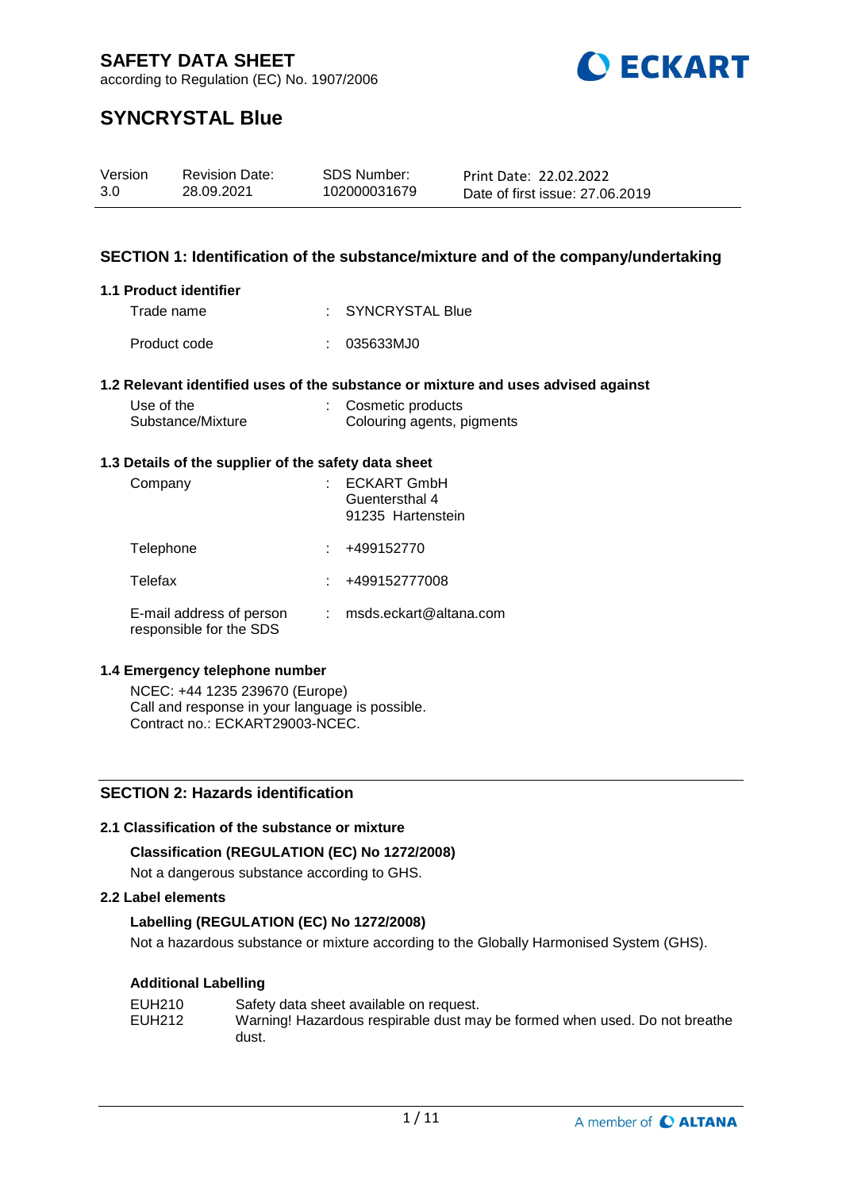**SAFETY DATA SHEET**
according to Regulation (EC) No. 1907/2006

# SYNCRYSTAL Blue

| Version | Revision Date: | SDS Number: | Print Date: 22.02.2022 |
|---|---|---|---|
| 3.0 | 28.09.2021 | 102000031679 | Date of first issue: 27.06.2019 |

## SECTION 1: Identification of the substance/mixture and of the company/undertaking

### 1.1 Product identifier

| | | |
|---|---|---|
| Trade name | : | SYNCRYSTAL Blue |
| Product code | : | 035633MJ0 |

### 1.2 Relevant identified uses of the substance or mixture and uses advised against

| | | |
|---|---|---|
| Use of the Substance/Mixture | : | Cosmetic products<br>Colouring agents, pigments |

### 1.3 Details of the supplier of the safety data sheet

| | | |
|---|---|---|
| Company | : | ECKART GmbH<br>Guentersthal 4<br>91235 Hartenstein |
| Telephone | : | +499152770 |
| Telefax | : | +499152777008 |
| E-mail address of person responsible for the SDS | : | msds.eckart@altana.com |

### 1.4 Emergency telephone number

NCEC: +44 1235 239670 (Europe)
Call and response in your language is possible.
Contract no.: ECKART29003-NCEC.

## SECTION 2: Hazards identification

### 2.1 Classification of the substance or mixture

**Classification (REGULATION (EC) No 1272/2008)**

Not a dangerous substance according to GHS.

### 2.2 Label elements

**Labelling (REGULATION (EC) No 1272/2008)**

Not a hazardous substance or mixture according to the Globally Harmonised System (GHS).

**Additional Labelling**

| | |
|---|---|
| EUH210 | Safety data sheet available on request. |
| EUH212 | Warning! Hazardous respirable dust may be formed when used. Do not breathe dust. |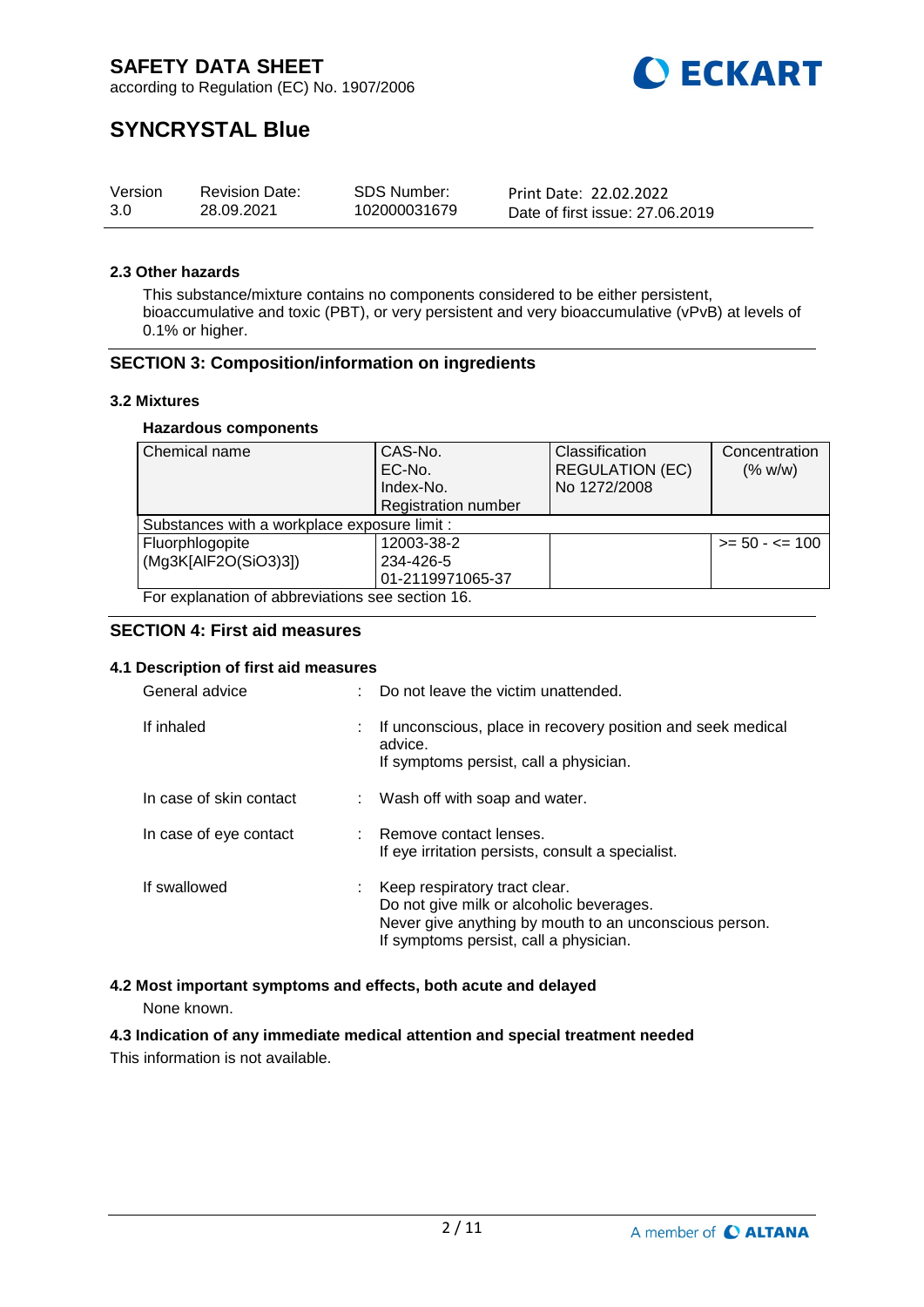# SAFETY DATA SHEET

according to Regulation (EC) No. 1907/2006

# SYNCRYSTAL Blue

| Version | Revision Date: | SDS Number: | Print Date: 22.02.2022 |
|---|---|---|---|
| 3.0 | 28.09.2021 | 102000031679 | Date of first issue: 27.06.2019 |

### 2.3 Other hazards

This substance/mixture contains no components considered to be either persistent, bioaccumulative and toxic (PBT), or very persistent and very bioaccumulative (vPvB) at levels of 0.1% or higher.

## SECTION 3: Composition/information on ingredients

### 3.2 Mixtures

**Hazardous components**

| Chemical name | CAS-No.<br>EC-No.<br>Index-No.<br>Registration number | Classification<br>REGULATION (EC)<br>No 1272/2008 | Concentration<br>(% w/w) |
|---|---|---|---|
| Substances with a workplace exposure limit : | | | |
| Fluorphlogopite<br>(Mg3K[AlF2O(SiO3)3]) | 12003-38-2<br>234-426-5<br>01-2119971065-37 | | >= 50 - <= 100 |

For explanation of abbreviations see section 16.

## SECTION 4: First aid measures

### 4.1 Description of first aid measures

| | | |
|---|---|---|
| General advice | : | Do not leave the victim unattended. |
| If inhaled | : | If unconscious, place in recovery position and seek medical advice.<br>If symptoms persist, call a physician. |
| In case of skin contact | : | Wash off with soap and water. |
| In case of eye contact | : | Remove contact lenses.<br>If eye irritation persists, consult a specialist. |
| If swallowed | : | Keep respiratory tract clear.<br>Do not give milk or alcoholic beverages.<br>Never give anything by mouth to an unconscious person.<br>If symptoms persist, call a physician. |

### 4.2 Most important symptoms and effects, both acute and delayed

None known.

### 4.3 Indication of any immediate medical attention and special treatment needed

This information is not available.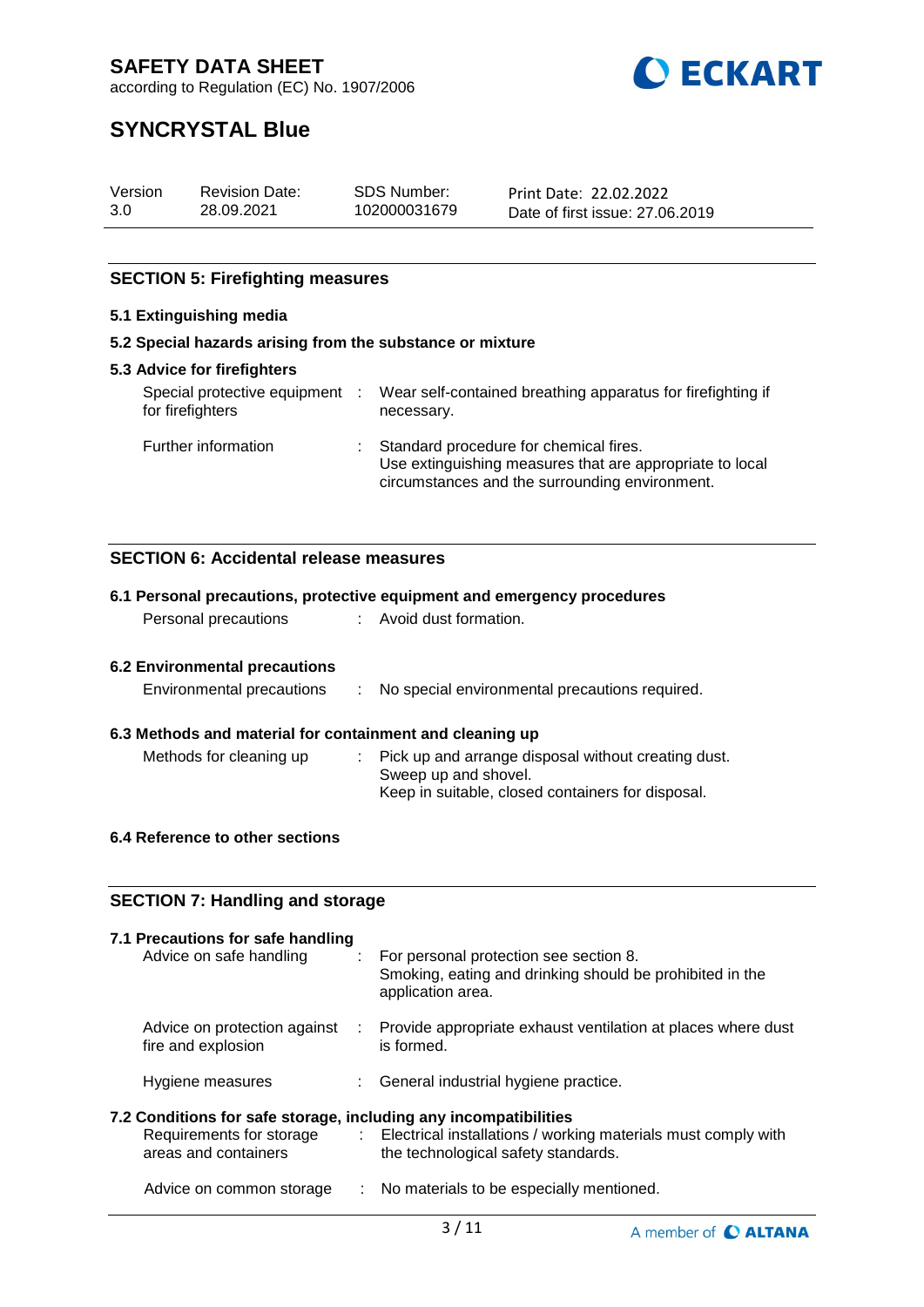## SECTION 5: Firefighting measures

### 5.1 Extinguishing media

### 5.2 Special hazards arising from the substance or mixture

### 5.3 Advice for firefighters

| | | |
|---|---|---|
| Special protective equipment for firefighters | : | Wear self-contained breathing apparatus for firefighting if necessary. |
| Further information | : | Standard procedure for chemical fires. Use extinguishing measures that are appropriate to local circumstances and the surrounding environment. |

## SECTION 6: Accidental release measures

### 6.1 Personal precautions, protective equipment and emergency procedures

| | | |
|---|---|---|
| Personal precautions | : | Avoid dust formation. |

### 6.2 Environmental precautions

| | | |
|---|---|---|
| Environmental precautions | : | No special environmental precautions required. |

### 6.3 Methods and material for containment and cleaning up

| | | |
|---|---|---|
| Methods for cleaning up | : | Pick up and arrange disposal without creating dust. Sweep up and shovel. Keep in suitable, closed containers for disposal. |

### 6.4 Reference to other sections

## SECTION 7: Handling and storage

### 7.1 Precautions for safe handling

| | | |
|---|---|---|
| Advice on safe handling | : | For personal protection see section 8. Smoking, eating and drinking should be prohibited in the application area. |
| Advice on protection against fire and explosion | : | Provide appropriate exhaust ventilation at places where dust is formed. |
| Hygiene measures | : | General industrial hygiene practice. |

### 7.2 Conditions for safe storage, including any incompatibilities

| | | |
|---|---|---|
| Requirements for storage areas and containers | : | Electrical installations / working materials must comply with the technological safety standards. |
| Advice on common storage | : | No materials to be especially mentioned. |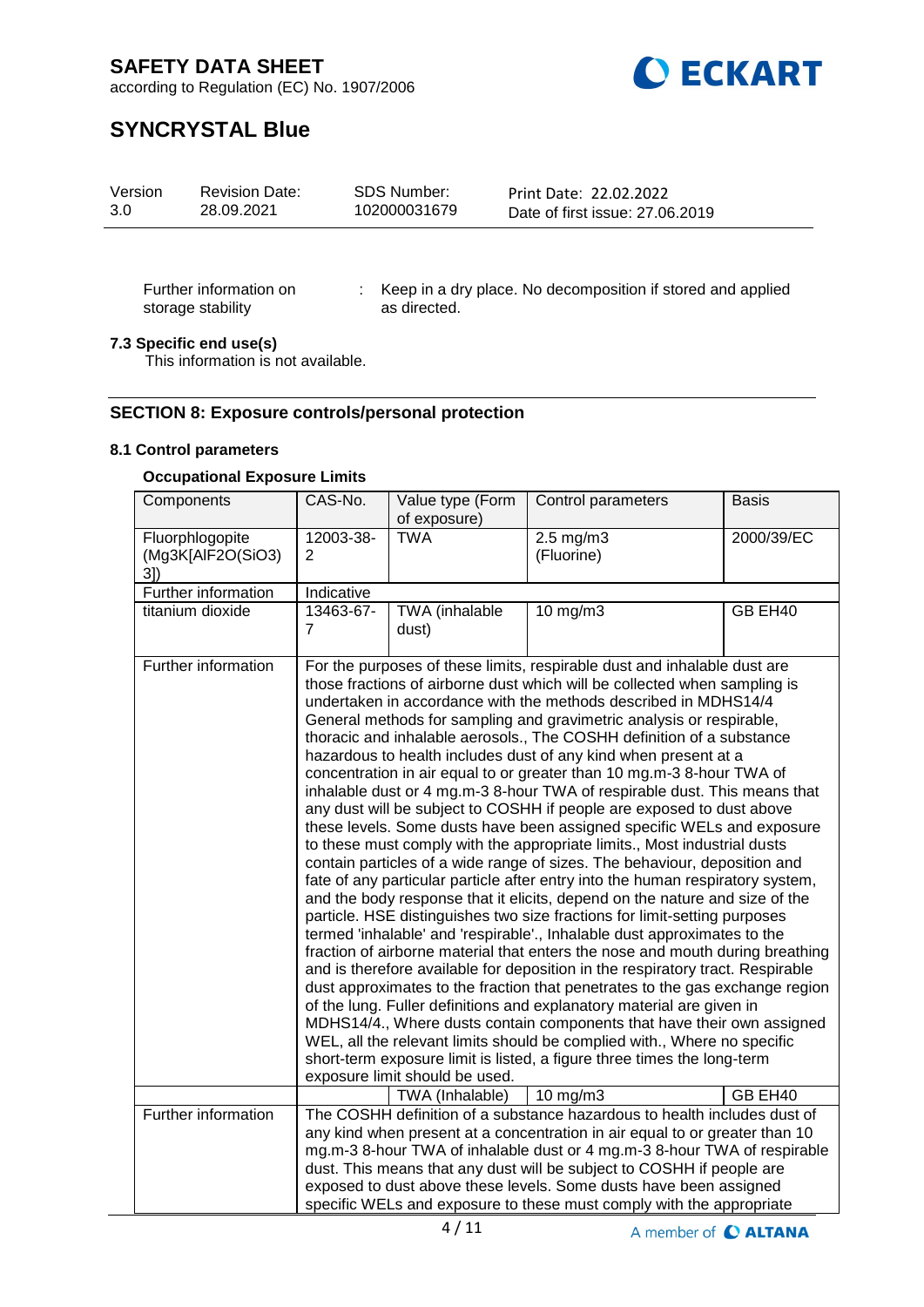| Further information on storage stability | : | Keep in a dry place. No decomposition if stored and applied as directed. |
|---|---|---|

**7.3 Specific end use(s)**

This information is not available.

## SECTION 8: Exposure controls/personal protection

**8.1 Control parameters**

**Occupational Exposure Limits**

| Components | CAS-No. | Value type (Form of exposure) | Control parameters | Basis |
|---|---|---|---|---|
| Fluorphlogopite (Mg3K[AlF2O(SiO3)3]) | 12003-38-2 | TWA | 2.5 mg/m3 (Fluorine) | 2000/39/EC |
| Further information | Indicative | | | |
| titanium dioxide | 13463-67-7 | TWA (inhalable dust) | 10 mg/m3 | GB EH40 |
| Further information | For the purposes of these limits, respirable dust and inhalable dust are those fractions of airborne dust which will be collected when sampling is undertaken in accordance with the methods described in MDHS14/4 General methods for sampling and gravimetric analysis or respirable, thoracic and inhalable aerosols., The COSHH definition of a substance hazardous to health includes dust of any kind when present at a concentration in air equal to or greater than 10 mg.m-3 8-hour TWA of inhalable dust or 4 mg.m-3 8-hour TWA of respirable dust. This means that any dust will be subject to COSHH if people are exposed to dust above these levels. Some dusts have been assigned specific WELs and exposure to these must comply with the appropriate limits., Most industrial dusts contain particles of a wide range of sizes. The behaviour, deposition and fate of any particular particle after entry into the human respiratory system, and the body response that it elicits, depend on the nature and size of the particle. HSE distinguishes two size fractions for limit-setting purposes termed 'inhalable' and 'respirable'., Inhalable dust approximates to the fraction of airborne material that enters the nose and mouth during breathing and is therefore available for deposition in the respiratory tract. Respirable dust approximates to the fraction that penetrates to the gas exchange region of the lung. Fuller definitions and explanatory material are given in MDHS14/4., Where dusts contain components that have their own assigned WEL, all the relevant limits should be complied with., Where no specific short-term exposure limit is listed, a figure three times the long-term exposure limit should be used. | | | |
| | | TWA (Inhalable) | 10 mg/m3 | GB EH40 |
| Further information | The COSHH definition of a substance hazardous to health includes dust of any kind when present at a concentration in air equal to or greater than 10 mg.m-3 8-hour TWA of inhalable dust or 4 mg.m-3 8-hour TWA of respirable dust. This means that any dust will be subject to COSHH if people are exposed to dust above these levels. Some dusts have been assigned specific WELs and exposure to these must comply with the appropriate | | | |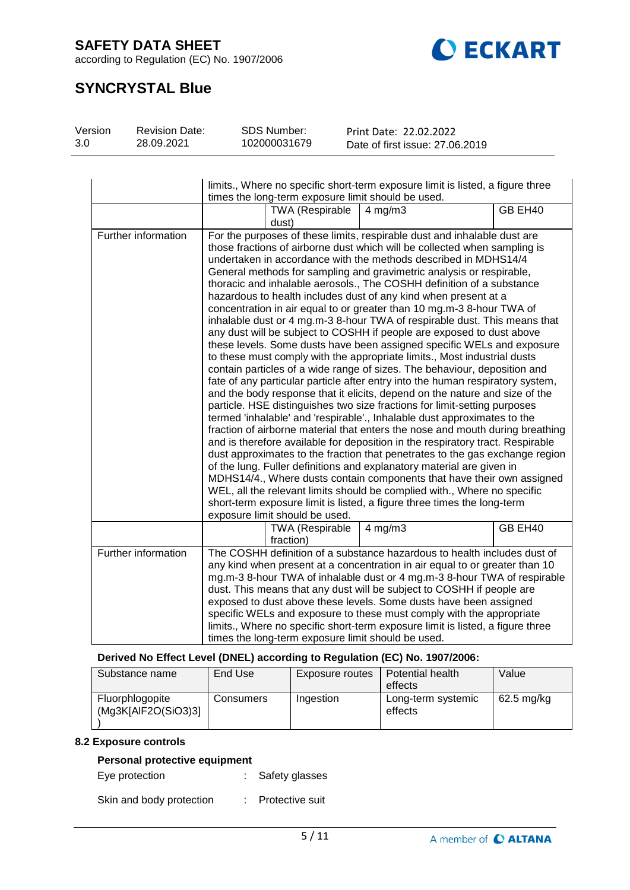# SAFETY DATA SHEET

according to Regulation (EC) No. 1907/2006

# SYNCRYSTAL Blue

| Version | Revision Date: | SDS Number: | Print Date: 22.02.2022 |
|---|---|---|---|
| 3.0 | 28.09.2021 | 102000031679 | Date of first issue: 27.06.2019 |

| | | | | |
|---|---|---|---|---|
| | limits., Where no specific short-term exposure limit is listed, a figure three times the long-term exposure limit should be used. | | | |
| | | TWA (Respirable dust) | 4 mg/m3 | GB EH40 |
| Further information | For the purposes of these limits, respirable dust and inhalable dust are those fractions of airborne dust which will be collected when sampling is undertaken in accordance with the methods described in MDHS14/4 General methods for sampling and gravimetric analysis or respirable, thoracic and inhalable aerosols., The COSHH definition of a substance hazardous to health includes dust of any kind when present at a concentration in air equal to or greater than 10 mg.m-3 8-hour TWA of inhalable dust or 4 mg.m-3 8-hour TWA of respirable dust. This means that any dust will be subject to COSHH if people are exposed to dust above these levels. Some dusts have been assigned specific WELs and exposure to these must comply with the appropriate limits., Most industrial dusts contain particles of a wide range of sizes. The behaviour, deposition and fate of any particular particle after entry into the human respiratory system, and the body response that it elicits, depend on the nature and size of the particle. HSE distinguishes two size fractions for limit-setting purposes termed 'inhalable' and 'respirable'., Inhalable dust approximates to the fraction of airborne material that enters the nose and mouth during breathing and is therefore available for deposition in the respiratory tract. Respirable dust approximates to the fraction that penetrates to the gas exchange region of the lung. Fuller definitions and explanatory material are given in MDHS14/4., Where dusts contain components that have their own assigned WEL, all the relevant limits should be complied with., Where no specific short-term exposure limit is listed, a figure three times the long-term exposure limit should be used. | | | |
| | | TWA (Respirable fraction) | 4 mg/m3 | GB EH40 |
| Further information | The COSHH definition of a substance hazardous to health includes dust of any kind when present at a concentration in air equal to or greater than 10 mg.m-3 8-hour TWA of inhalable dust or 4 mg.m-3 8-hour TWA of respirable dust. This means that any dust will be subject to COSHH if people are exposed to dust above these levels. Some dusts have been assigned specific WELs and exposure to these must comply with the appropriate limits., Where no specific short-term exposure limit is listed, a figure three times the long-term exposure limit should be used. | | | |

**Derived No Effect Level (DNEL) according to Regulation (EC) No. 1907/2006:**

| Substance name | End Use | Exposure routes | Potential health effects | Value |
|---|---|---|---|---|
| Fluorphlogopite (Mg3K[AlF2O(SiO3)3]) | Consumers | Ingestion | Long-term systemic effects | 62.5 mg/kg |

### 8.2 Exposure controls

**Personal protective equipment**

Eye protection : Safety glasses

Skin and body protection : Protective suit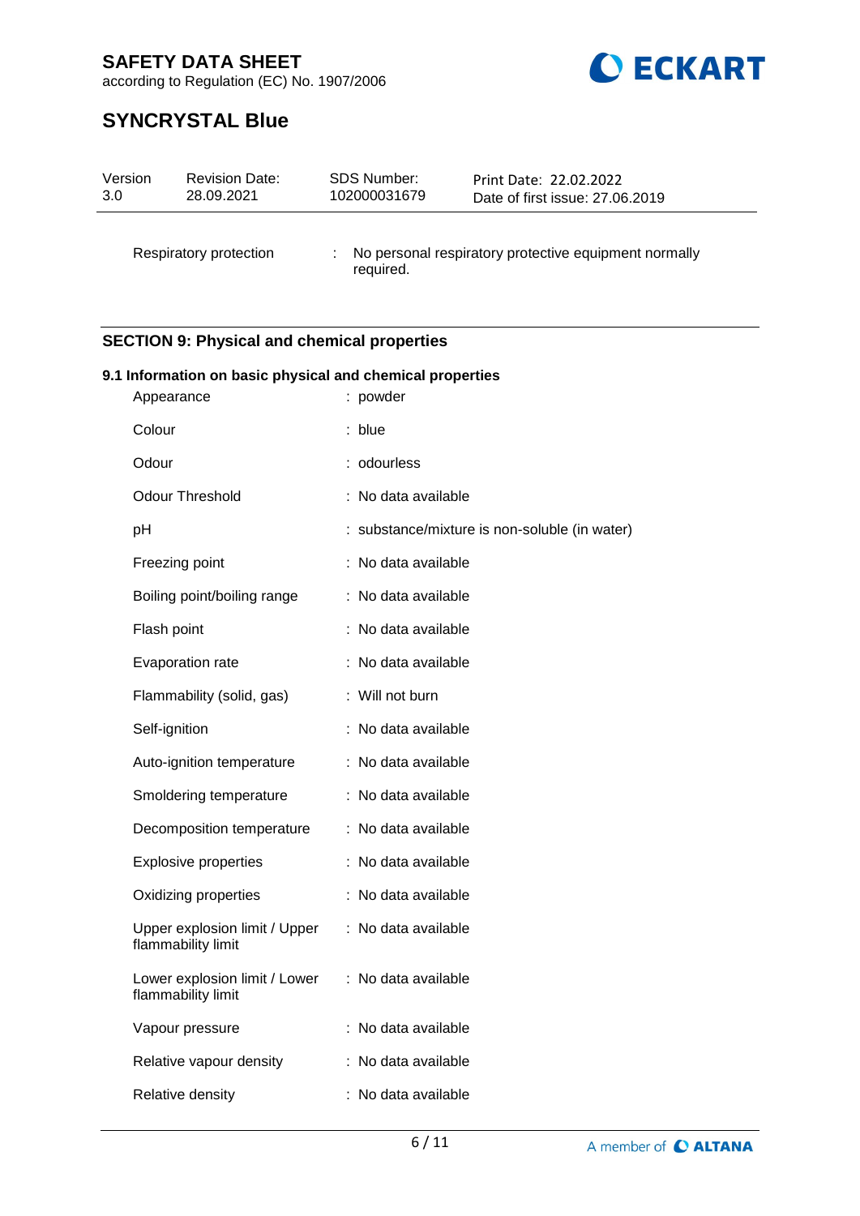Respiratory protection : No personal respiratory protective equipment normally required.

## SECTION 9: Physical and chemical properties

### 9.1 Information on basic physical and chemical properties

| Property | Value |
|---|---|
| Appearance | : powder |
| Colour | : blue |
| Odour | : odourless |
| Odour Threshold | : No data available |
| pH | : substance/mixture is non-soluble (in water) |
| Freezing point | : No data available |
| Boiling point/boiling range | : No data available |
| Flash point | : No data available |
| Evaporation rate | : No data available |
| Flammability (solid, gas) | : Will not burn |
| Self-ignition | : No data available |
| Auto-ignition temperature | : No data available |
| Smoldering temperature | : No data available |
| Decomposition temperature | : No data available |
| Explosive properties | : No data available |
| Oxidizing properties | : No data available |
| Upper explosion limit / Upper flammability limit | : No data available |
| Lower explosion limit / Lower flammability limit | : No data available |
| Vapour pressure | : No data available |
| Relative vapour density | : No data available |
| Relative density | : No data available |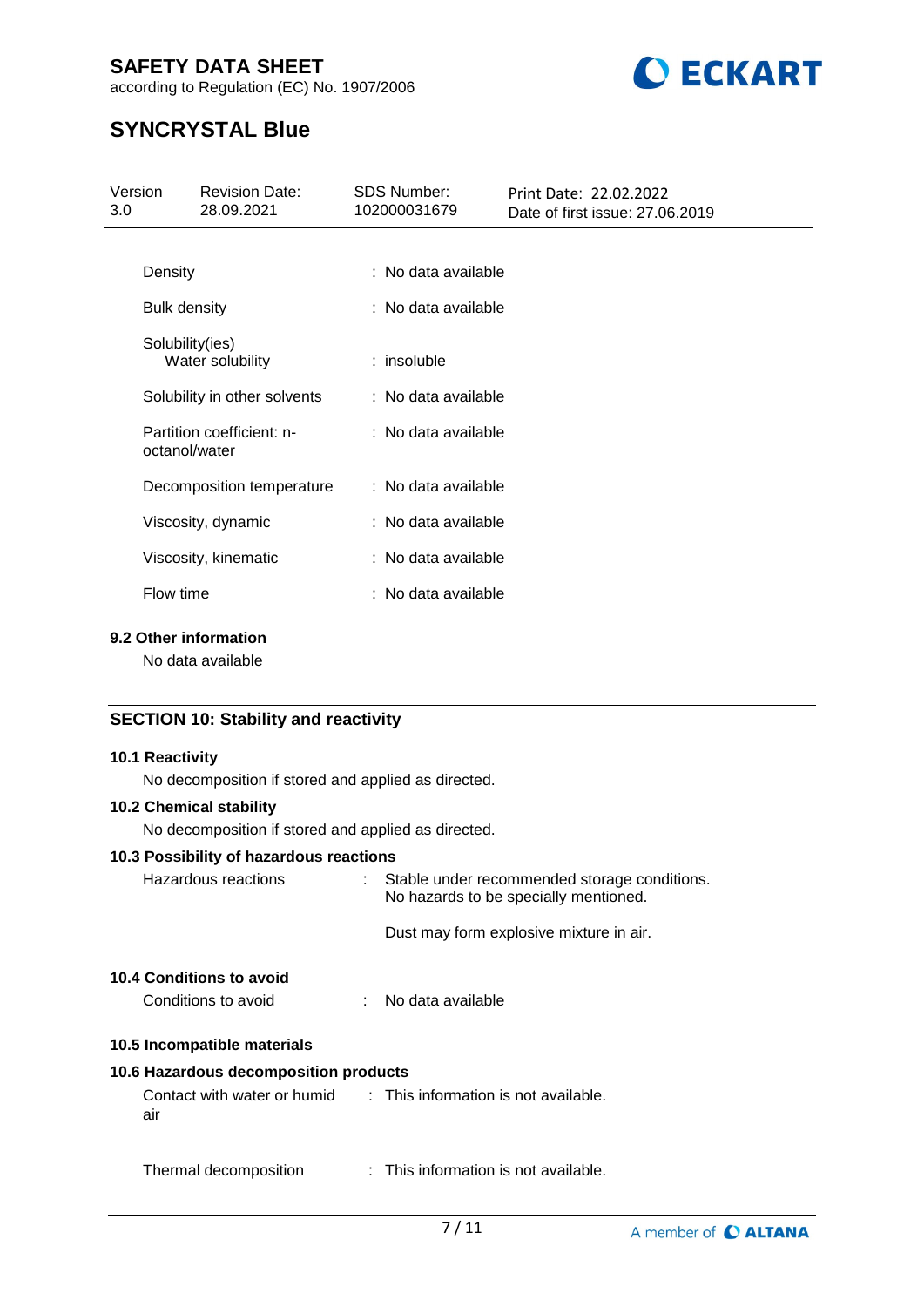| | |
|---|---|
| Density | : No data available |
| Bulk density | : No data available |
| Solubility(ies)<br>Water solubility | : insoluble |
| Solubility in other solvents | : No data available |
| Partition coefficient: n-octanol/water | : No data available |
| Decomposition temperature | : No data available |
| Viscosity, dynamic | : No data available |
| Viscosity, kinematic | : No data available |
| Flow time | : No data available |

### 9.2 Other information

No data available

## SECTION 10: Stability and reactivity

### 10.1 Reactivity

No decomposition if stored and applied as directed.

### 10.2 Chemical stability

No decomposition if stored and applied as directed.

### 10.3 Possibility of hazardous reactions

Hazardous reactions : Stable under recommended storage conditions. No hazards to be specially mentioned.

Dust may form explosive mixture in air.

### 10.4 Conditions to avoid

Conditions to avoid : No data available

### 10.5 Incompatible materials

### 10.6 Hazardous decomposition products

Contact with water or humid air : This information is not available.

Thermal decomposition : This information is not available.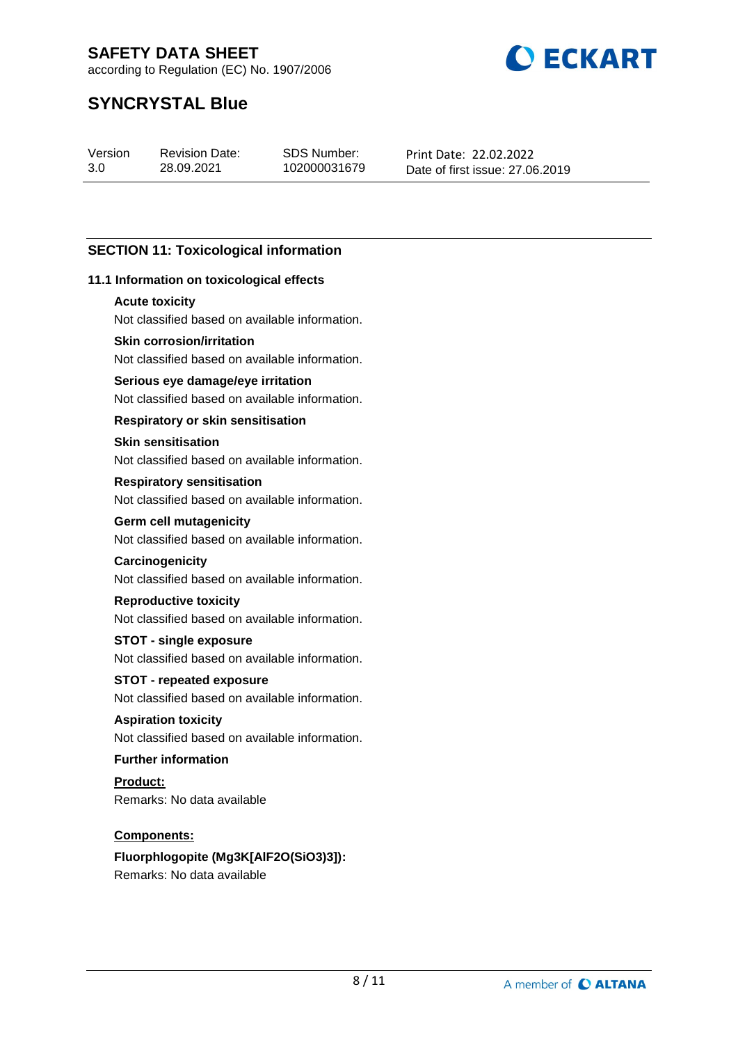## SECTION 11: Toxicological information

### 11.1 Information on toxicological effects

**Acute toxicity**

Not classified based on available information.

**Skin corrosion/irritation**

Not classified based on available information.

**Serious eye damage/eye irritation**

Not classified based on available information.

**Respiratory or skin sensitisation**

**Skin sensitisation**

Not classified based on available information.

**Respiratory sensitisation**

Not classified based on available information.

**Germ cell mutagenicity**

Not classified based on available information.

**Carcinogenicity**

Not classified based on available information.

**Reproductive toxicity**

Not classified based on available information.

**STOT - single exposure**

Not classified based on available information.

**STOT - repeated exposure**

Not classified based on available information.

**Aspiration toxicity**

Not classified based on available information.

**Further information**

**Product:**

Remarks: No data available

**Components:**

**Fluorphlogopite ($Mg3K[AlF2O(SiO3)3]$):**

Remarks: No data available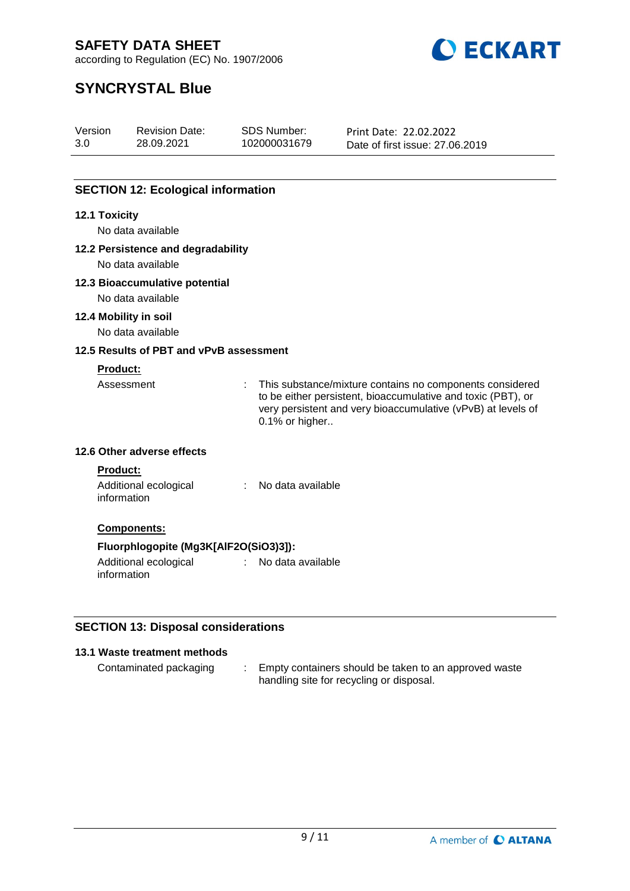## SECTION 12: Ecological information

### 12.1 Toxicity

No data available

### 12.2 Persistence and degradability

No data available

### 12.3 Bioaccumulative potential

No data available

### 12.4 Mobility in soil

No data available

### 12.5 Results of PBT and vPvB assessment

**Product:**

Assessment : This substance/mixture contains no components considered to be either persistent, bioaccumulative and toxic (PBT), or very persistent and very bioaccumulative (vPvB) at levels of 0.1% or higher..

### 12.6 Other adverse effects

**Product:**

Additional ecological information : No data available

**Components:**

**Fluorphlogopite (Mg3K[AlF2O(SiO3)3]):**

Additional ecological information : No data available

## SECTION 13: Disposal considerations

### 13.1 Waste treatment methods

Contaminated packaging : Empty containers should be taken to an approved waste handling site for recycling or disposal.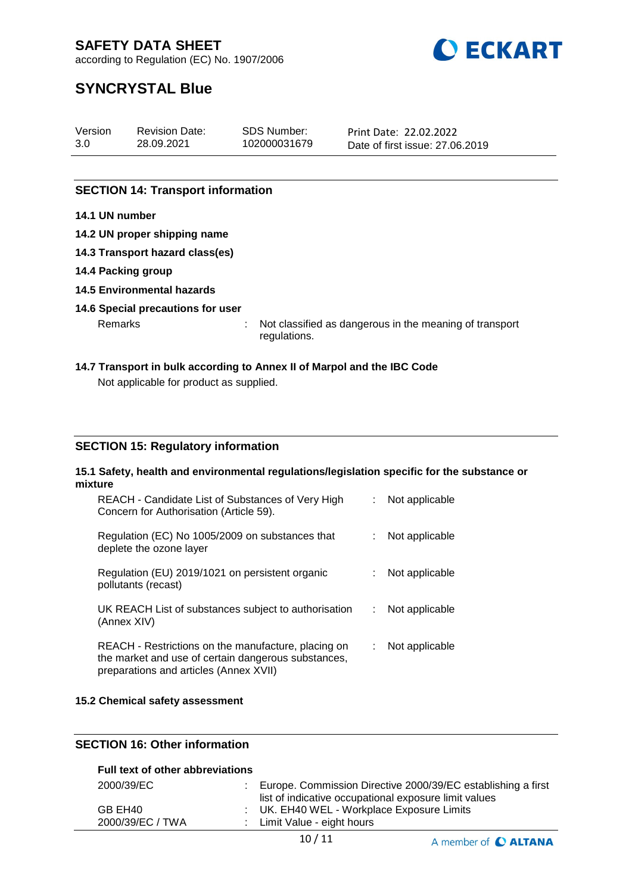## SECTION 14: Transport information

**14.1 UN number**

**14.2 UN proper shipping name**

**14.3 Transport hazard class(es)**

**14.4 Packing group**

**14.5 Environmental hazards**

**14.6 Special precautions for user**

| | | |
|---|---|---|
| Remarks | : | Not classified as dangerous in the meaning of transport regulations. |

**14.7 Transport in bulk according to Annex II of Marpol and the IBC Code**

Not applicable for product as supplied.

## SECTION 15: Regulatory information

**15.1 Safety, health and environmental regulations/legislation specific for the substance or mixture**

| | | |
|---|---|---|
| REACH - Candidate List of Substances of Very High Concern for Authorisation (Article 59). | : | Not applicable |
| Regulation (EC) No 1005/2009 on substances that deplete the ozone layer | : | Not applicable |
| Regulation (EU) 2019/1021 on persistent organic pollutants (recast) | : | Not applicable |
| UK REACH List of substances subject to authorisation (Annex XIV) | : | Not applicable |
| REACH - Restrictions on the manufacture, placing on the market and use of certain dangerous substances, preparations and articles (Annex XVII) | : | Not applicable |

**15.2 Chemical safety assessment**

## SECTION 16: Other information

**Full text of other abbreviations**

| | | |
|---|---|---|
| 2000/39/EC | : | Europe. Commission Directive 2000/39/EC establishing a first list of indicative occupational exposure limit values |
| GB EH40 | : | UK. EH40 WEL - Workplace Exposure Limits |
| 2000/39/EC / TWA | : | Limit Value - eight hours |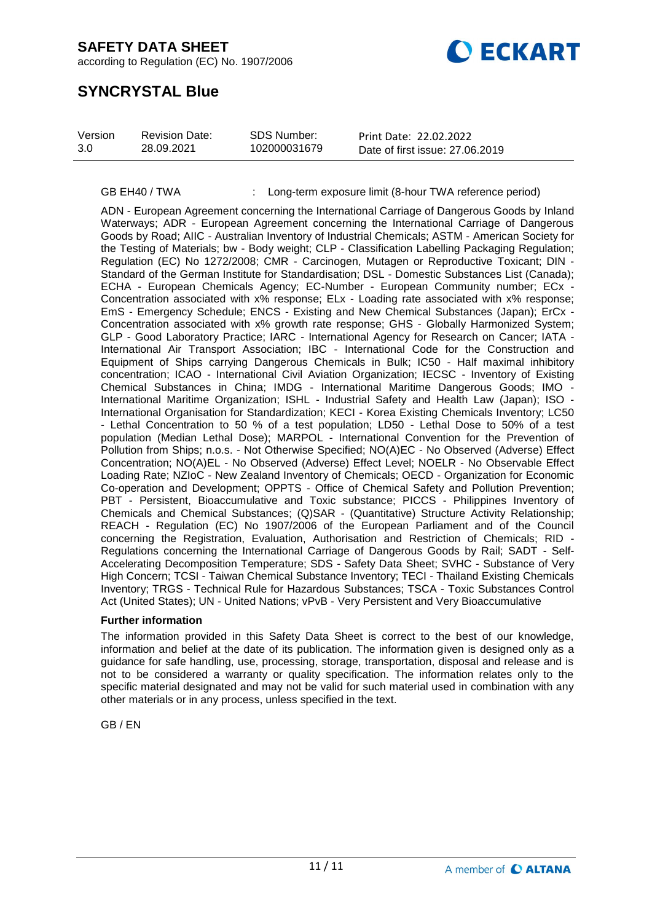GB EH40 / TWA : Long-term exposure limit (8-hour TWA reference period)

ADN - European Agreement concerning the International Carriage of Dangerous Goods by Inland Waterways; ADR - European Agreement concerning the International Carriage of Dangerous Goods by Road; AIIC - Australian Inventory of Industrial Chemicals; ASTM - American Society for the Testing of Materials; bw - Body weight; CLP - Classification Labelling Packaging Regulation; Regulation (EC) No 1272/2008; CMR - Carcinogen, Mutagen or Reproductive Toxicant; DIN - Standard of the German Institute for Standardisation; DSL - Domestic Substances List (Canada); ECHA - European Chemicals Agency; EC-Number - European Community number; ECx - Concentration associated with x% response; ELx - Loading rate associated with x% response; EmS - Emergency Schedule; ENCS - Existing and New Chemical Substances (Japan); ErCx - Concentration associated with x% growth rate response; GHS - Globally Harmonized System; GLP - Good Laboratory Practice; IARC - International Agency for Research on Cancer; IATA - International Air Transport Association; IBC - International Code for the Construction and Equipment of Ships carrying Dangerous Chemicals in Bulk; IC50 - Half maximal inhibitory concentration; ICAO - International Civil Aviation Organization; IECSC - Inventory of Existing Chemical Substances in China; IMDG - International Maritime Dangerous Goods; IMO - International Maritime Organization; ISHL - Industrial Safety and Health Law (Japan); ISO - International Organisation for Standardization; KECI - Korea Existing Chemicals Inventory; LC50 - Lethal Concentration to 50 % of a test population; LD50 - Lethal Dose to 50% of a test population (Median Lethal Dose); MARPOL - International Convention for the Prevention of Pollution from Ships; n.o.s. - Not Otherwise Specified; NO(A)EC - No Observed (Adverse) Effect Concentration; NO(A)EL - No Observed (Adverse) Effect Level; NOELR - No Observable Effect Loading Rate; NZIoC - New Zealand Inventory of Chemicals; OECD - Organization for Economic Co-operation and Development; OPPTS - Office of Chemical Safety and Pollution Prevention; PBT - Persistent, Bioaccumulative and Toxic substance; PICCS - Philippines Inventory of Chemicals and Chemical Substances; (Q)SAR - (Quantitative) Structure Activity Relationship; REACH - Regulation (EC) No 1907/2006 of the European Parliament and of the Council concerning the Registration, Evaluation, Authorisation and Restriction of Chemicals; RID - Regulations concerning the International Carriage of Dangerous Goods by Rail; SADT - Self-Accelerating Decomposition Temperature; SDS - Safety Data Sheet; SVHC - Substance of Very High Concern; TCSI - Taiwan Chemical Substance Inventory; TECI - Thailand Existing Chemicals Inventory; TRGS - Technical Rule for Hazardous Substances; TSCA - Toxic Substances Control Act (United States); UN - United Nations; vPvB - Very Persistent and Very Bioaccumulative

**Further information**

The information provided in this Safety Data Sheet is correct to the best of our knowledge, information and belief at the date of its publication. The information given is designed only as a guidance for safe handling, use, processing, storage, transportation, disposal and release and is not to be considered a warranty or quality specification. The information relates only to the specific material designated and may not be valid for such material used in combination with any other materials or in any process, unless specified in the text.

GB / EN